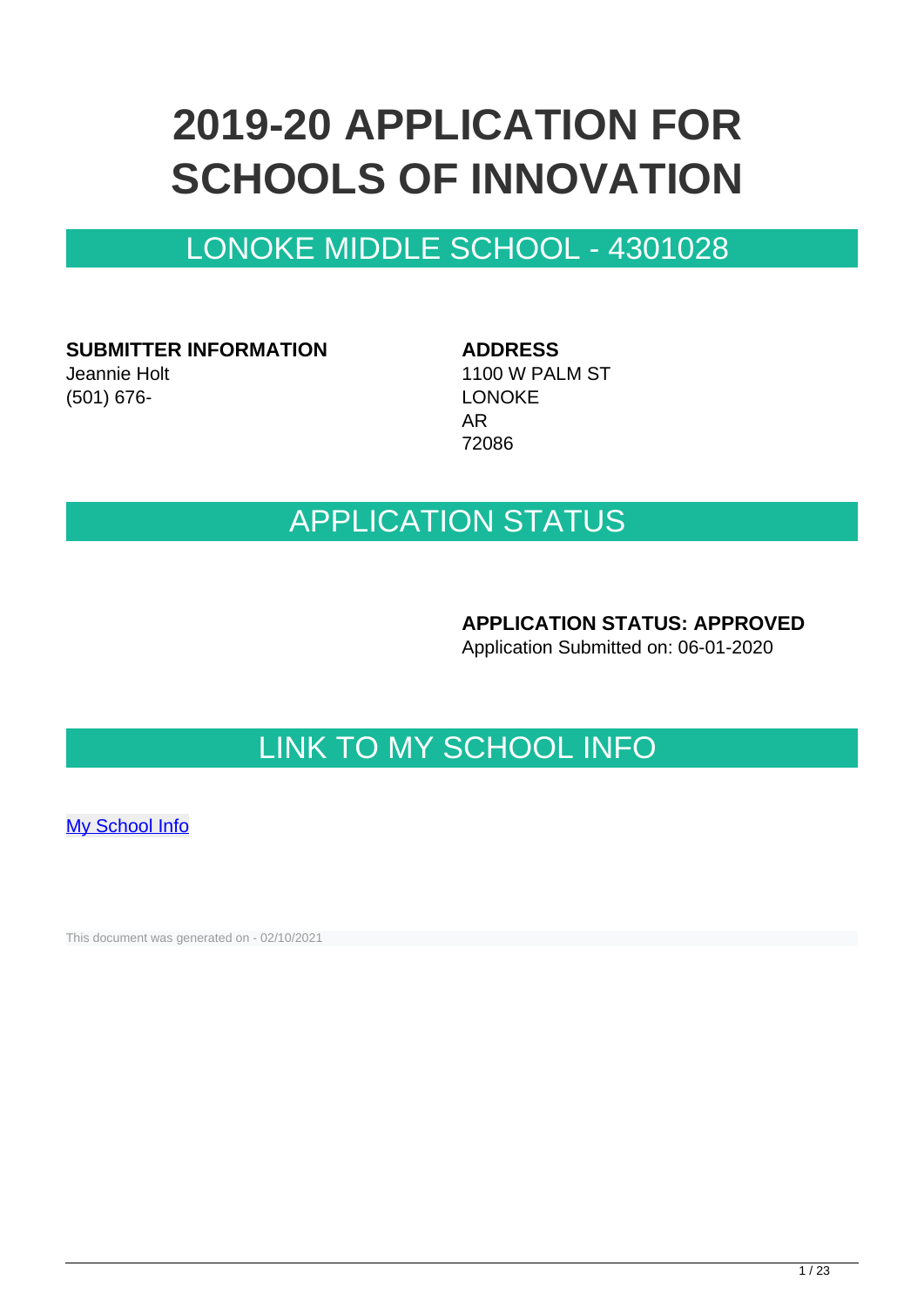# 2019-20 APPLICATION FOR SCHOOLS OF INNOVATION

## LONOKE MIDDLE SCHOOL - 4301028

**SUBMITTER INFORMATION**
Jeannie Holt
(501) 676-

**ADDRESS**
1100 W PALM ST
LONOKE
AR
72086

## APPLICATION STATUS

**APPLICATION STATUS: APPROVED**
Application Submitted on: 06-01-2020

## LINK TO MY SCHOOL INFO

My School Info

This document was generated on - 02/10/2021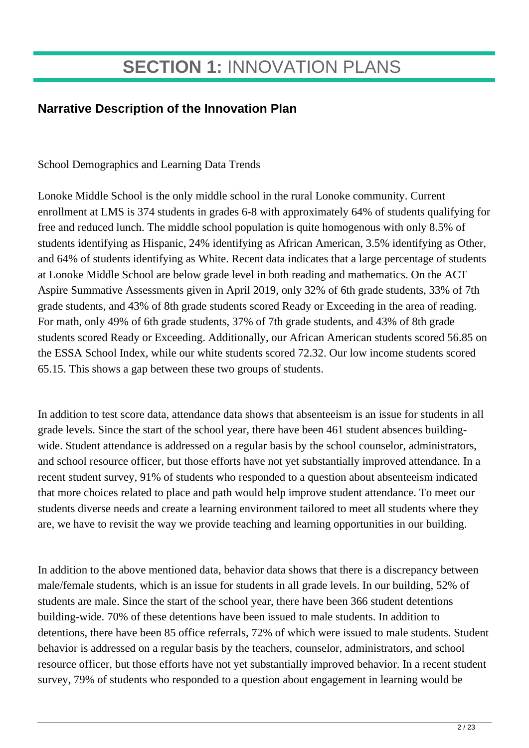# **SECTION 1:** INNOVATION PLANS

## Narrative Description of the Innovation Plan

School Demographics and Learning Data Trends

Lonoke Middle School is the only middle school in the rural Lonoke community. Current enrollment at LMS is 374 students in grades 6-8 with approximately 64% of students qualifying for free and reduced lunch. The middle school population is quite homogenous with only 8.5% of students identifying as Hispanic, 24% identifying as African American, 3.5% identifying as Other, and 64% of students identifying as White. Recent data indicates that a large percentage of students at Lonoke Middle School are below grade level in both reading and mathematics. On the ACT Aspire Summative Assessments given in April 2019, only 32% of 6th grade students, 33% of 7th grade students, and 43% of 8th grade students scored Ready or Exceeding in the area of reading. For math, only 49% of 6th grade students, 37% of 7th grade students, and 43% of 8th grade students scored Ready or Exceeding. Additionally, our African American students scored 56.85 on the ESSA School Index, while our white students scored 72.32. Our low income students scored 65.15. This shows a gap between these two groups of students.

In addition to test score data, attendance data shows that absenteeism is an issue for students in all grade levels. Since the start of the school year, there have been 461 student absences building-wide. Student attendance is addressed on a regular basis by the school counselor, administrators, and school resource officer, but those efforts have not yet substantially improved attendance. In a recent student survey, 91% of students who responded to a question about absenteeism indicated that more choices related to place and path would help improve student attendance. To meet our students diverse needs and create a learning environment tailored to meet all students where they are, we have to revisit the way we provide teaching and learning opportunities in our building.

In addition to the above mentioned data, behavior data shows that there is a discrepancy between male/female students, which is an issue for students in all grade levels. In our building, 52% of students are male. Since the start of the school year, there have been 366 student detentions building-wide. 70% of these detentions have been issued to male students. In addition to detentions, there have been 85 office referrals, 72% of which were issued to male students. Student behavior is addressed on a regular basis by the teachers, counselor, administrators, and school resource officer, but those efforts have not yet substantially improved behavior. In a recent student survey, 79% of students who responded to a question about engagement in learning would be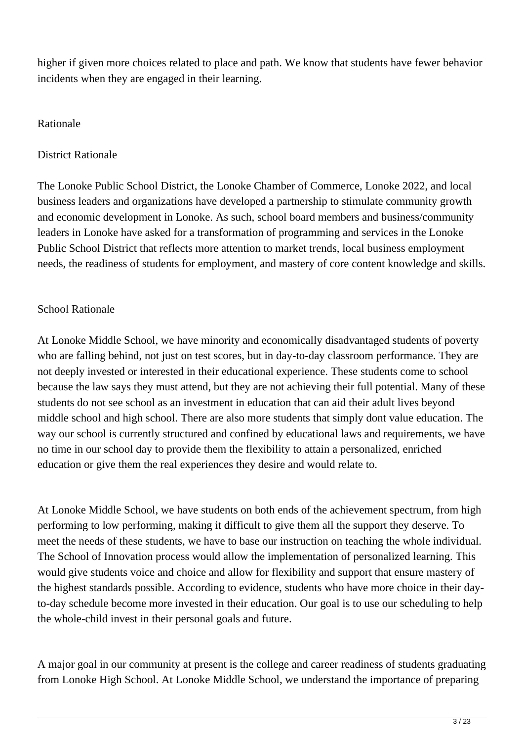higher if given more choices related to place and path. We know that students have fewer behavior incidents when they are engaged in their learning.

## Rationale

### District Rationale

The Lonoke Public School District, the Lonoke Chamber of Commerce, Lonoke 2022, and local business leaders and organizations have developed a partnership to stimulate community growth and economic development in Lonoke. As such, school board members and business/community leaders in Lonoke have asked for a transformation of programming and services in the Lonoke Public School District that reflects more attention to market trends, local business employment needs, the readiness of students for employment, and mastery of core content knowledge and skills.

### School Rationale

At Lonoke Middle School, we have minority and economically disadvantaged students of poverty who are falling behind, not just on test scores, but in day-to-day classroom performance. They are not deeply invested or interested in their educational experience. These students come to school because the law says they must attend, but they are not achieving their full potential. Many of these students do not see school as an investment in education that can aid their adult lives beyond middle school and high school. There are also more students that simply dont value education. The way our school is currently structured and confined by educational laws and requirements, we have no time in our school day to provide them the flexibility to attain a personalized, enriched education or give them the real experiences they desire and would relate to.

At Lonoke Middle School, we have students on both ends of the achievement spectrum, from high performing to low performing, making it difficult to give them all the support they deserve. To meet the needs of these students, we have to base our instruction on teaching the whole individual. The School of Innovation process would allow the implementation of personalized learning. This would give students voice and choice and allow for flexibility and support that ensure mastery of the highest standards possible. According to evidence, students who have more choice in their day-to-day schedule become more invested in their education. Our goal is to use our scheduling to help the whole-child invest in their personal goals and future.

A major goal in our community at present is the college and career readiness of students graduating from Lonoke High School. At Lonoke Middle School, we understand the importance of preparing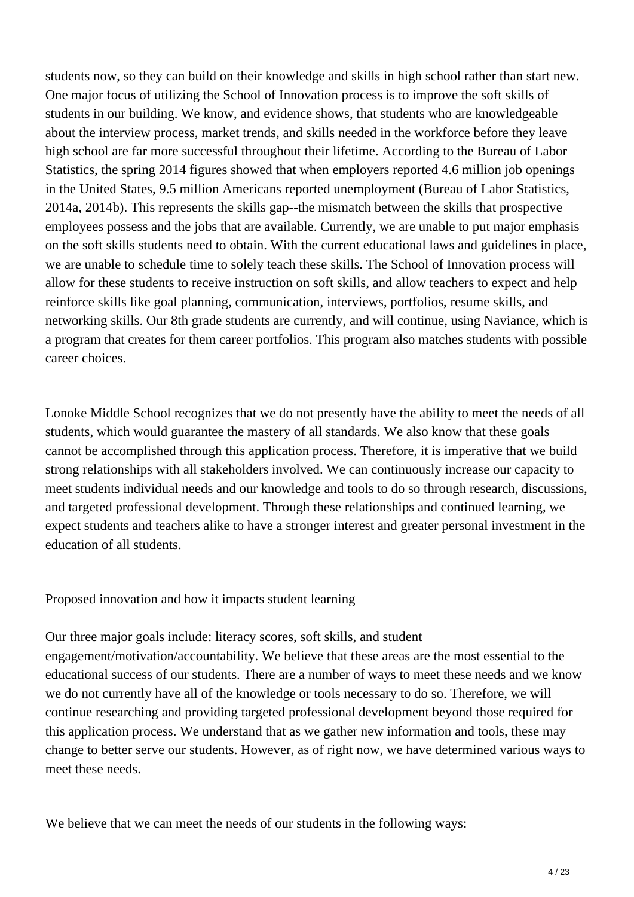students now, so they can build on their knowledge and skills in high school rather than start new. One major focus of utilizing the School of Innovation process is to improve the soft skills of students in our building. We know, and evidence shows, that students who are knowledgeable about the interview process, market trends, and skills needed in the workforce before they leave high school are far more successful throughout their lifetime. According to the Bureau of Labor Statistics, the spring 2014 figures showed that when employers reported 4.6 million job openings in the United States, 9.5 million Americans reported unemployment (Bureau of Labor Statistics, 2014a, 2014b). This represents the skills gap--the mismatch between the skills that prospective employees possess and the jobs that are available. Currently, we are unable to put major emphasis on the soft skills students need to obtain. With the current educational laws and guidelines in place, we are unable to schedule time to solely teach these skills. The School of Innovation process will allow for these students to receive instruction on soft skills, and allow teachers to expect and help reinforce skills like goal planning, communication, interviews, portfolios, resume skills, and networking skills. Our 8th grade students are currently, and will continue, using Naviance, which is a program that creates for them career portfolios. This program also matches students with possible career choices.

Lonoke Middle School recognizes that we do not presently have the ability to meet the needs of all students, which would guarantee the mastery of all standards. We also know that these goals cannot be accomplished through this application process. Therefore, it is imperative that we build strong relationships with all stakeholders involved. We can continuously increase our capacity to meet students individual needs and our knowledge and tools to do so through research, discussions, and targeted professional development. Through these relationships and continued learning, we expect students and teachers alike to have a stronger interest and greater personal investment in the education of all students.

Proposed innovation and how it impacts student learning

Our three major goals include: literacy scores, soft skills, and student engagement/motivation/accountability. We believe that these areas are the most essential to the educational success of our students. There are a number of ways to meet these needs and we know we do not currently have all of the knowledge or tools necessary to do so. Therefore, we will continue researching and providing targeted professional development beyond those required for this application process. We understand that as we gather new information and tools, these may change to better serve our students. However, as of right now, we have determined various ways to meet these needs.

We believe that we can meet the needs of our students in the following ways: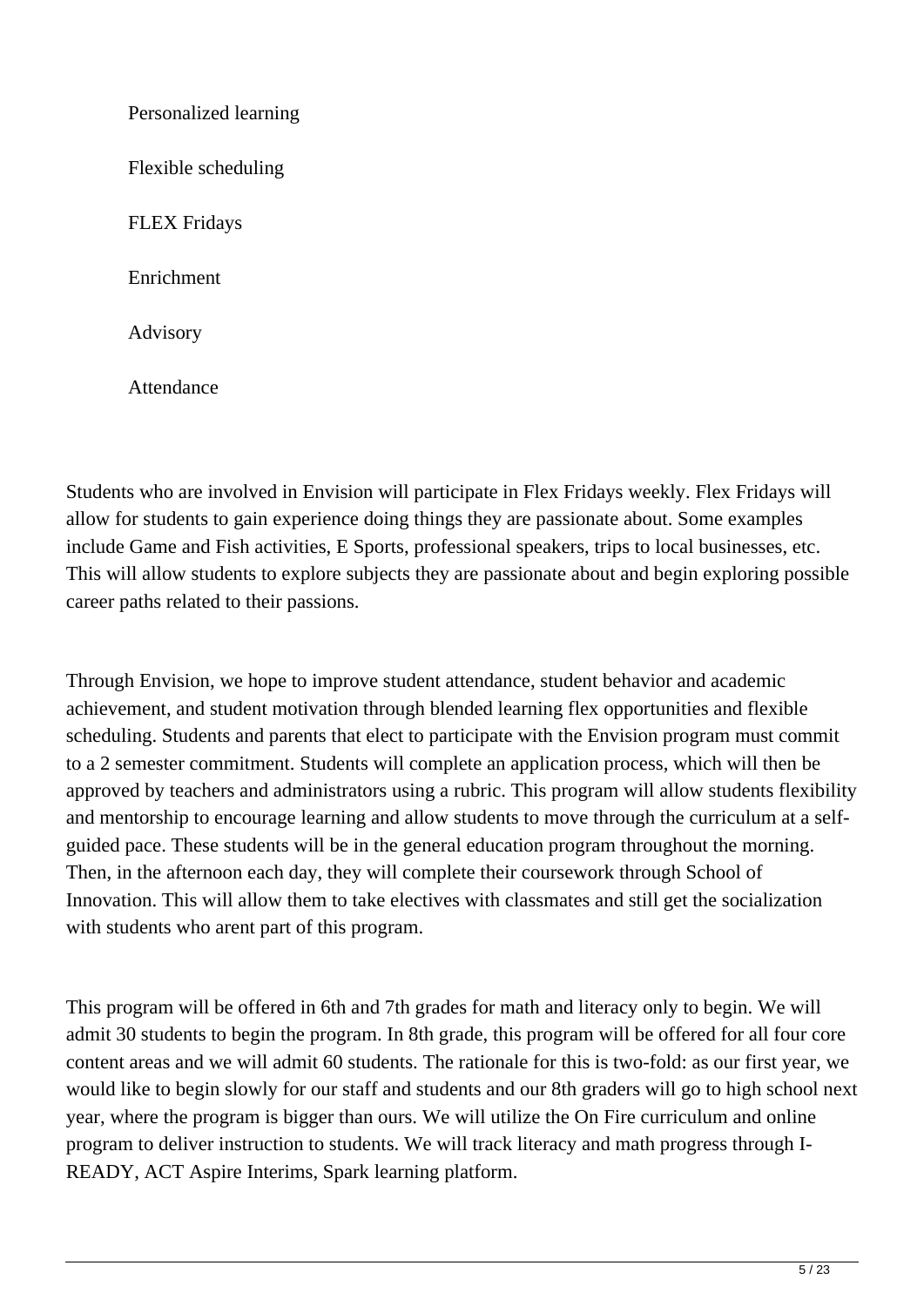Personalized learning

Flexible scheduling

FLEX Fridays

Enrichment

Advisory

Attendance

Students who are involved in Envision will participate in Flex Fridays weekly. Flex Fridays will allow for students to gain experience doing things they are passionate about. Some examples include Game and Fish activities, E Sports, professional speakers, trips to local businesses, etc. This will allow students to explore subjects they are passionate about and begin exploring possible career paths related to their passions.

Through Envision, we hope to improve student attendance, student behavior and academic achievement, and student motivation through blended learning flex opportunities and flexible scheduling. Students and parents that elect to participate with the Envision program must commit to a 2 semester commitment. Students will complete an application process, which will then be approved by teachers and administrators using a rubric. This program will allow students flexibility and mentorship to encourage learning and allow students to move through the curriculum at a self-guided pace. These students will be in the general education program throughout the morning. Then, in the afternoon each day, they will complete their coursework through School of Innovation. This will allow them to take electives with classmates and still get the socialization with students who arent part of this program.

This program will be offered in 6th and 7th grades for math and literacy only to begin. We will admit 30 students to begin the program. In 8th grade, this program will be offered for all four core content areas and we will admit 60 students. The rationale for this is two-fold: as our first year, we would like to begin slowly for our staff and students and our 8th graders will go to high school next year, where the program is bigger than ours. We will utilize the On Fire curriculum and online program to deliver instruction to students. We will track literacy and math progress through I-READY, ACT Aspire Interims, Spark learning platform.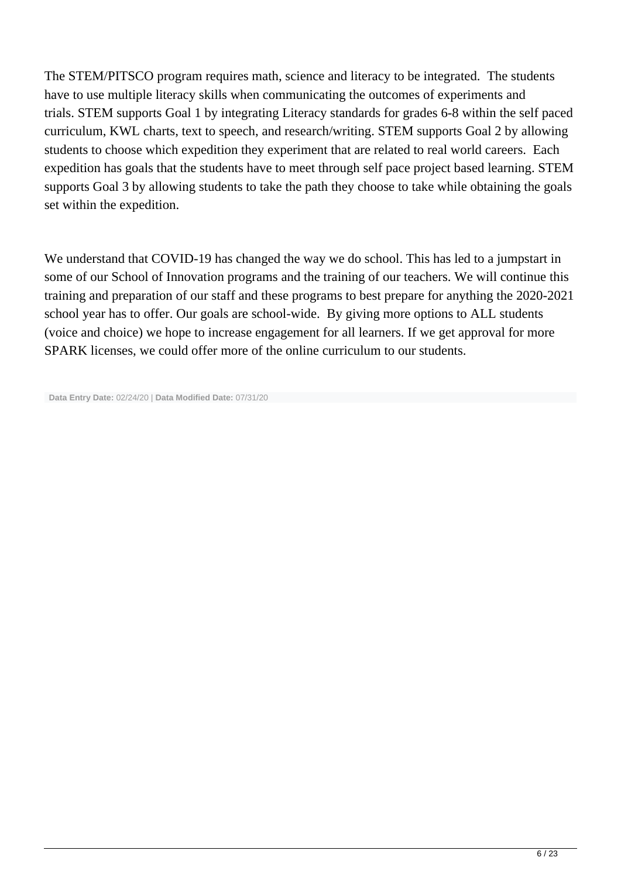The STEM/PITSCO program requires math, science and literacy to be integrated. The students have to use multiple literacy skills when communicating the outcomes of experiments and trials. STEM supports Goal 1 by integrating Literacy standards for grades 6-8 within the self paced curriculum, KWL charts, text to speech, and research/writing. STEM supports Goal 2 by allowing students to choose which expedition they experiment that are related to real world careers. Each expedition has goals that the students have to meet through self pace project based learning. STEM supports Goal 3 by allowing students to take the path they choose to take while obtaining the goals set within the expedition.

We understand that COVID-19 has changed the way we do school. This has led to a jumpstart in some of our School of Innovation programs and the training of our teachers. We will continue this training and preparation of our staff and these programs to best prepare for anything the 2020-2021 school year has to offer. Our goals are school-wide. By giving more options to ALL students (voice and choice) we hope to increase engagement for all learners. If we get approval for more SPARK licenses, we could offer more of the online curriculum to our students.

**Data Entry Date:** 02/24/20 | **Data Modified Date:** 07/31/20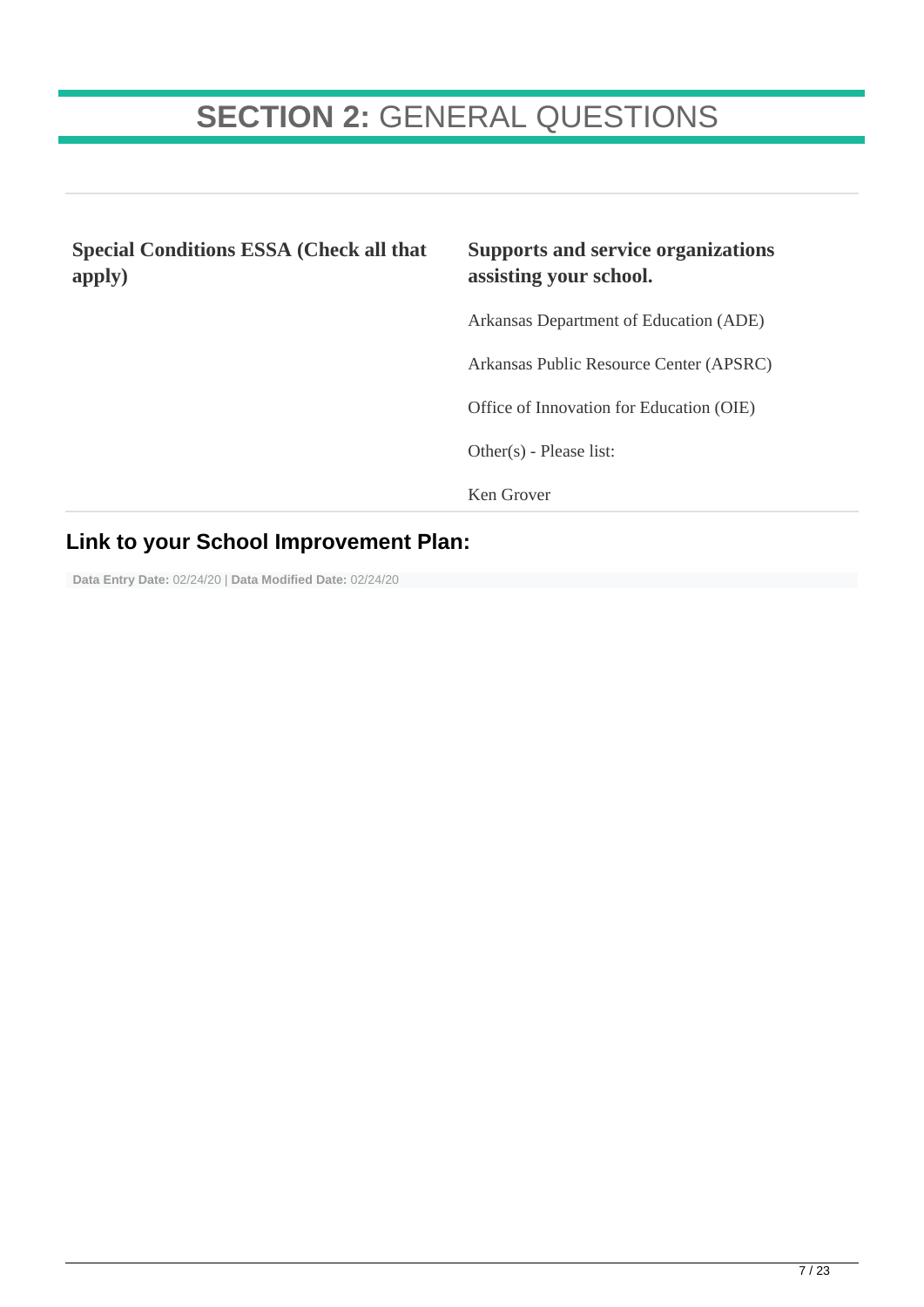# **SECTION 2:** GENERAL QUESTIONS

**Special Conditions ESSA (Check all that apply)**

**Supports and service organizations assisting your school.**

Arkansas Department of Education (ADE)

Arkansas Public Resource Center (APSRC)

Office of Innovation for Education (OIE)

Other(s) - Please list:

Ken Grover

## Link to your School Improvement Plan:

**Data Entry Date:** 02/24/20 | **Data Modified Date:** 02/24/20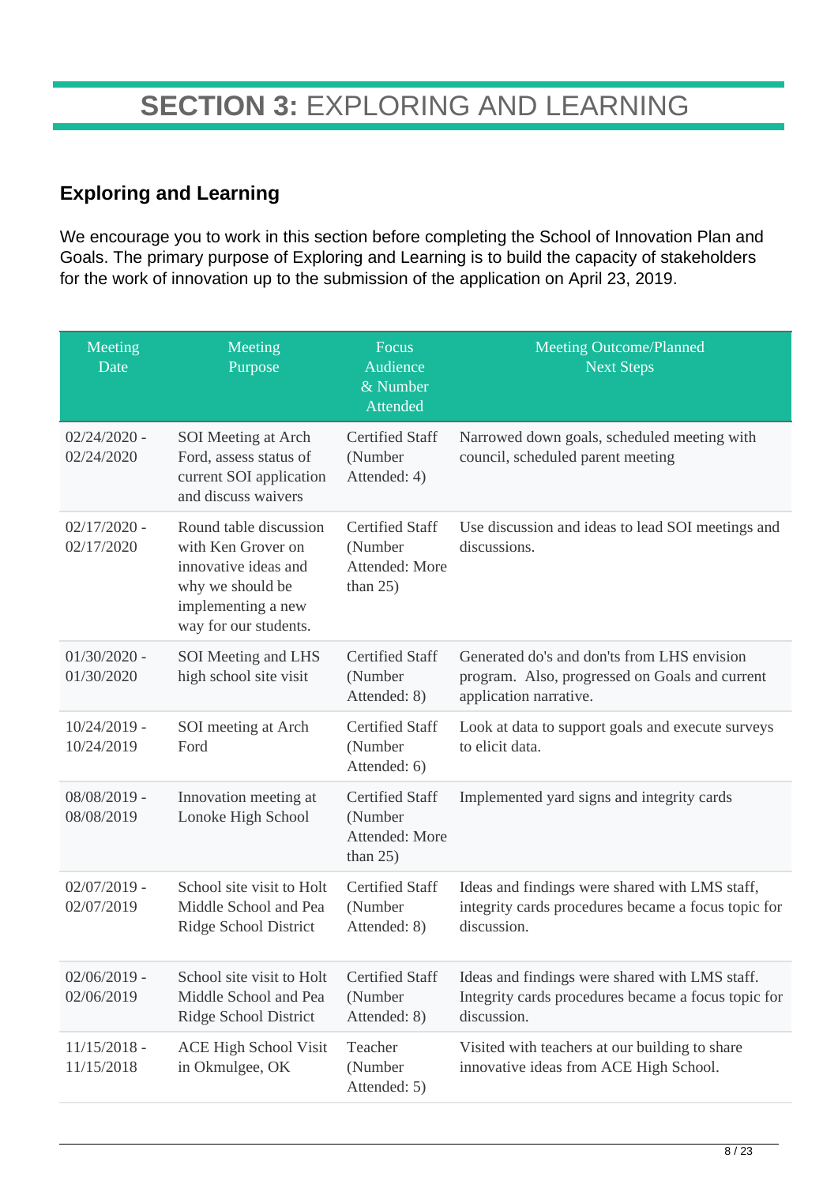# SECTION 3: EXPLORING AND LEARNING

## Exploring and Learning

We encourage you to work in this section before completing the School of Innovation Plan and Goals. The primary purpose of Exploring and Learning is to build the capacity of stakeholders for the work of innovation up to the submission of the application on April 23, 2019.

| Meeting Date | Meeting Purpose | Focus Audience & Number Attended | Meeting Outcome/Planned Next Steps |
|---|---|---|---|
| 02/24/2020 - 02/24/2020 | SOI Meeting at Arch Ford, assess status of current SOI application and discuss waivers | Certified Staff (Number Attended: 4) | Narrowed down goals, scheduled meeting with council, scheduled parent meeting |
| 02/17/2020 - 02/17/2020 | Round table discussion with Ken Grover on innovative ideas and why we should be implementing a new way for our students. | Certified Staff (Number Attended: More than 25) | Use discussion and ideas to lead SOI meetings and discussions. |
| 01/30/2020 - 01/30/2020 | SOI Meeting and LHS high school site visit | Certified Staff (Number Attended: 8) | Generated do's and don'ts from LHS envision program. Also, progressed on Goals and current application narrative. |
| 10/24/2019 - 10/24/2019 | SOI meeting at Arch Ford | Certified Staff (Number Attended: 6) | Look at data to support goals and execute surveys to elicit data. |
| 08/08/2019 - 08/08/2019 | Innovation meeting at Lonoke High School | Certified Staff (Number Attended: More than 25) | Implemented yard signs and integrity cards |
| 02/07/2019 - 02/07/2019 | School site visit to Holt Middle School and Pea Ridge School District | Certified Staff (Number Attended: 8) | Ideas and findings were shared with LMS staff, integrity cards procedures became a focus topic for discussion. |
| 02/06/2019 - 02/06/2019 | School site visit to Holt Middle School and Pea Ridge School District | Certified Staff (Number Attended: 8) | Ideas and findings were shared with LMS staff. Integrity cards procedures became a focus topic for discussion. |
| 11/15/2018 - 11/15/2018 | ACE High School Visit in Okmulgee, OK | Teacher (Number Attended: 5) | Visited with teachers at our building to share innovative ideas from ACE High School. |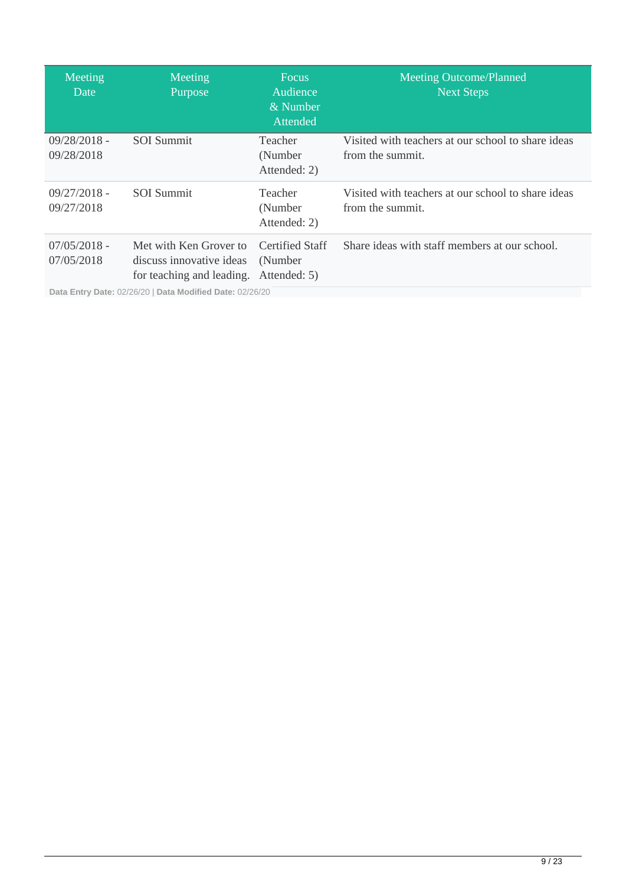| Meeting Date | Meeting Purpose | Focus Audience & Number Attended | Meeting Outcome/Planned Next Steps |
|---|---|---|---|
| 09/28/2018 - 09/28/2018 | SOI Summit | Teacher (Number Attended: 2) | Visited with teachers at our school to share ideas from the summit. |
| 09/27/2018 - 09/27/2018 | SOI Summit | Teacher (Number Attended: 2) | Visited with teachers at our school to share ideas from the summit. |
| 07/05/2018 - 07/05/2018 | Met with Ken Grover to discuss innovative ideas for teaching and leading. | Certified Staff (Number Attended: 5) | Share ideas with staff members at our school. |

**Data Entry Date:** 02/26/20 | **Data Modified Date:** 02/26/20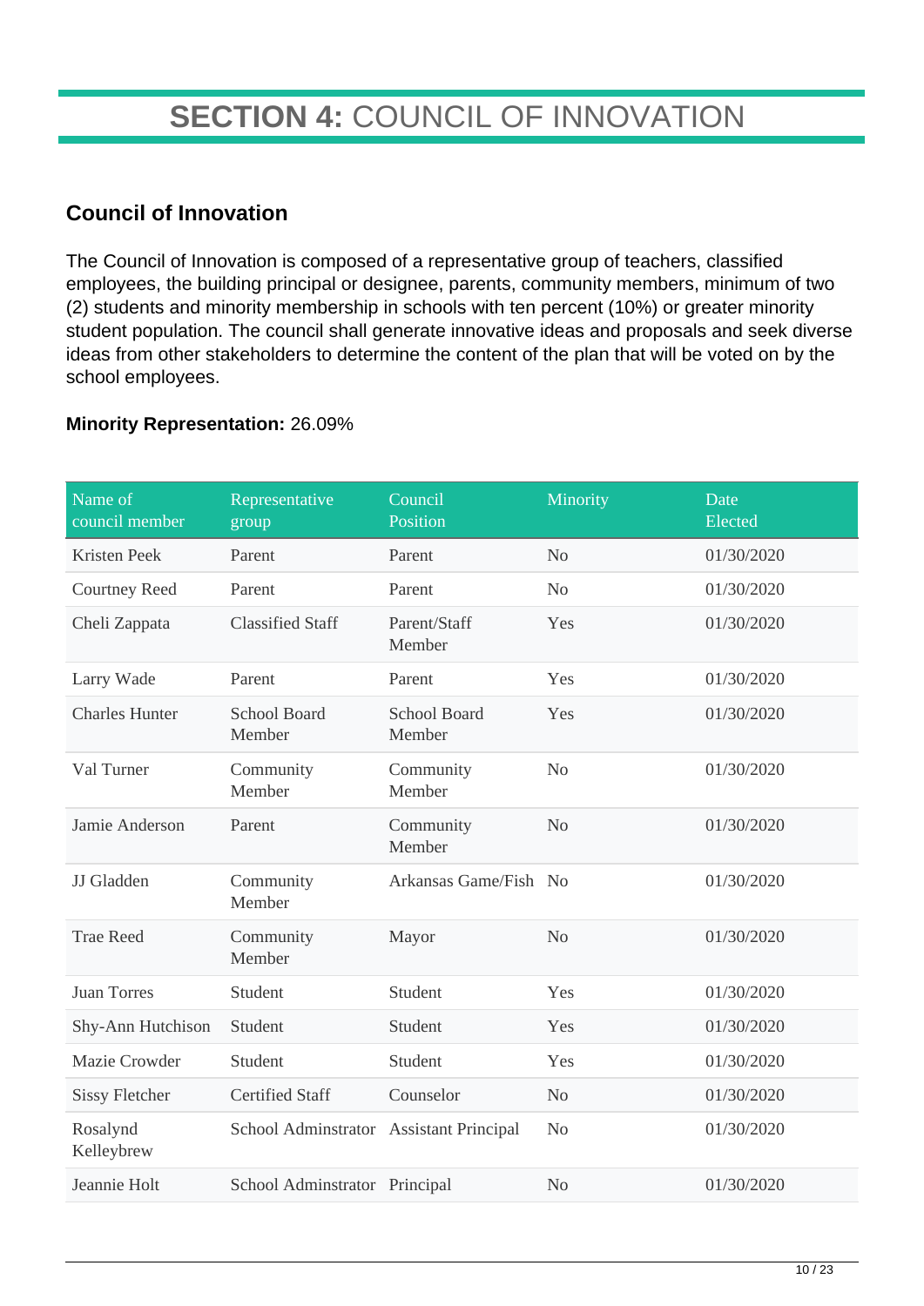# **SECTION 4:** COUNCIL OF INNOVATION

## Council of Innovation

The Council of Innovation is composed of a representative group of teachers, classified employees, the building principal or designee, parents, community members, minimum of two (2) students and minority membership in schools with ten percent (10%) or greater minority student population. The council shall generate innovative ideas and proposals and seek diverse ideas from other stakeholders to determine the content of the plan that will be voted on by the school employees.

**Minority Representation:** 26.09%

| Name of council member | Representative group | Council Position | Minority | Date Elected |
| --- | --- | --- | --- | --- |
| Kristen Peek | Parent | Parent | No | 01/30/2020 |
| Courtney Reed | Parent | Parent | No | 01/30/2020 |
| Cheli Zappata | Classified Staff | Parent/Staff Member | Yes | 01/30/2020 |
| Larry Wade | Parent | Parent | Yes | 01/30/2020 |
| Charles Hunter | School Board Member | School Board Member | Yes | 01/30/2020 |
| Val Turner | Community Member | Community Member | No | 01/30/2020 |
| Jamie Anderson | Parent | Community Member | No | 01/30/2020 |
| JJ Gladden | Community Member | Arkansas Game/Fish | No | 01/30/2020 |
| Trae Reed | Community Member | Mayor | No | 01/30/2020 |
| Juan Torres | Student | Student | Yes | 01/30/2020 |
| Shy-Ann Hutchison | Student | Student | Yes | 01/30/2020 |
| Mazie Crowder | Student | Student | Yes | 01/30/2020 |
| Sissy Fletcher | Certified Staff | Counselor | No | 01/30/2020 |
| Rosalynd Kelleybrew | School Adminstrator | Assistant Principal | No | 01/30/2020 |
| Jeannie Holt | School Adminstrator | Principal | No | 01/30/2020 |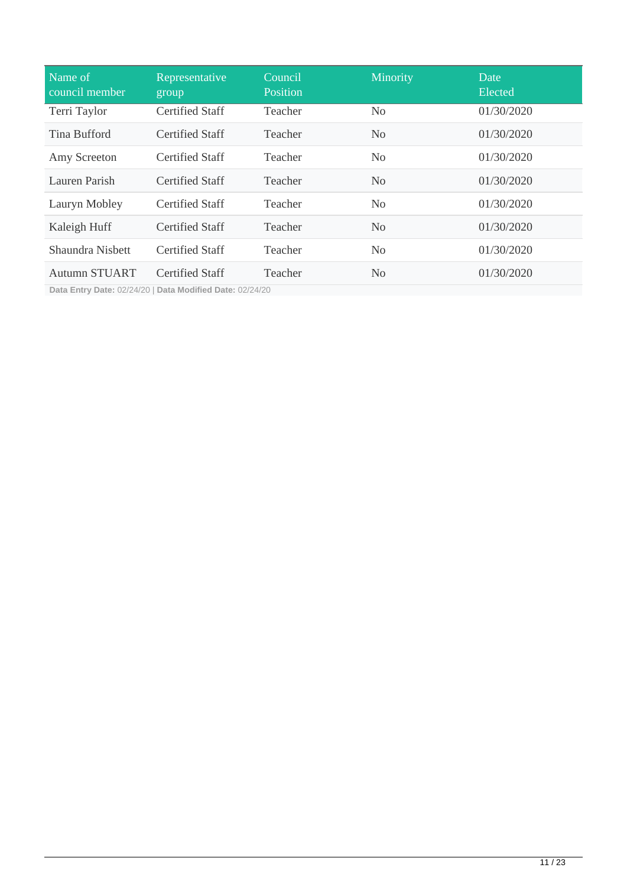| Name of council member | Representative group | Council Position | Minority | Date Elected |
|---|---|---|---|---|
| Terri Taylor | Certified Staff | Teacher | No | 01/30/2020 |
| Tina Bufford | Certified Staff | Teacher | No | 01/30/2020 |
| Amy Screeton | Certified Staff | Teacher | No | 01/30/2020 |
| Lauren Parish | Certified Staff | Teacher | No | 01/30/2020 |
| Lauryn Mobley | Certified Staff | Teacher | No | 01/30/2020 |
| Kaleigh Huff | Certified Staff | Teacher | No | 01/30/2020 |
| Shaundra Nisbett | Certified Staff | Teacher | No | 01/30/2020 |
| Autumn STUART | Certified Staff | Teacher | No | 01/30/2020 |

**Data Entry Date:** 02/24/20 | **Data Modified Date:** 02/24/20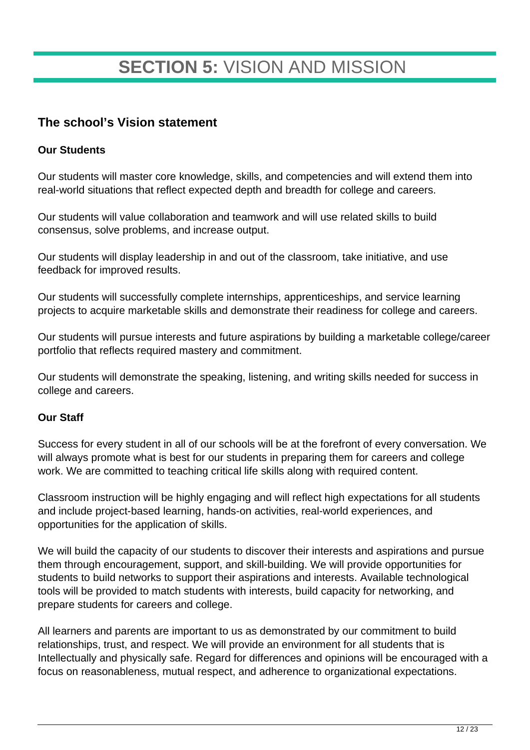# **SECTION 5:** VISION AND MISSION

## The school's Vision statement

**Our Students**

Our students will master core knowledge, skills, and competencies and will extend them into real-world situations that reflect expected depth and breadth for college and careers.

Our students will value collaboration and teamwork and will use related skills to build consensus, solve problems, and increase output.

Our students will display leadership in and out of the classroom, take initiative, and use feedback for improved results.

Our students will successfully complete internships, apprenticeships, and service learning projects to acquire marketable skills and demonstrate their readiness for college and careers.

Our students will pursue interests and future aspirations by building a marketable college/career portfolio that reflects required mastery and commitment.

Our students will demonstrate the speaking, listening, and writing skills needed for success in college and careers.

**Our Staff**

Success for every student in all of our schools will be at the forefront of every conversation. We will always promote what is best for our students in preparing them for careers and college work. We are committed to teaching critical life skills along with required content.

Classroom instruction will be highly engaging and will reflect high expectations for all students and include project-based learning, hands-on activities, real-world experiences, and opportunities for the application of skills.

We will build the capacity of our students to discover their interests and aspirations and pursue them through encouragement, support, and skill-building. We will provide opportunities for students to build networks to support their aspirations and interests. Available technological tools will be provided to match students with interests, build capacity for networking, and prepare students for careers and college.

All learners and parents are important to us as demonstrated by our commitment to build relationships, trust, and respect. We will provide an environment for all students that is Intellectually and physically safe. Regard for differences and opinions will be encouraged with a focus on reasonableness, mutual respect, and adherence to organizational expectations.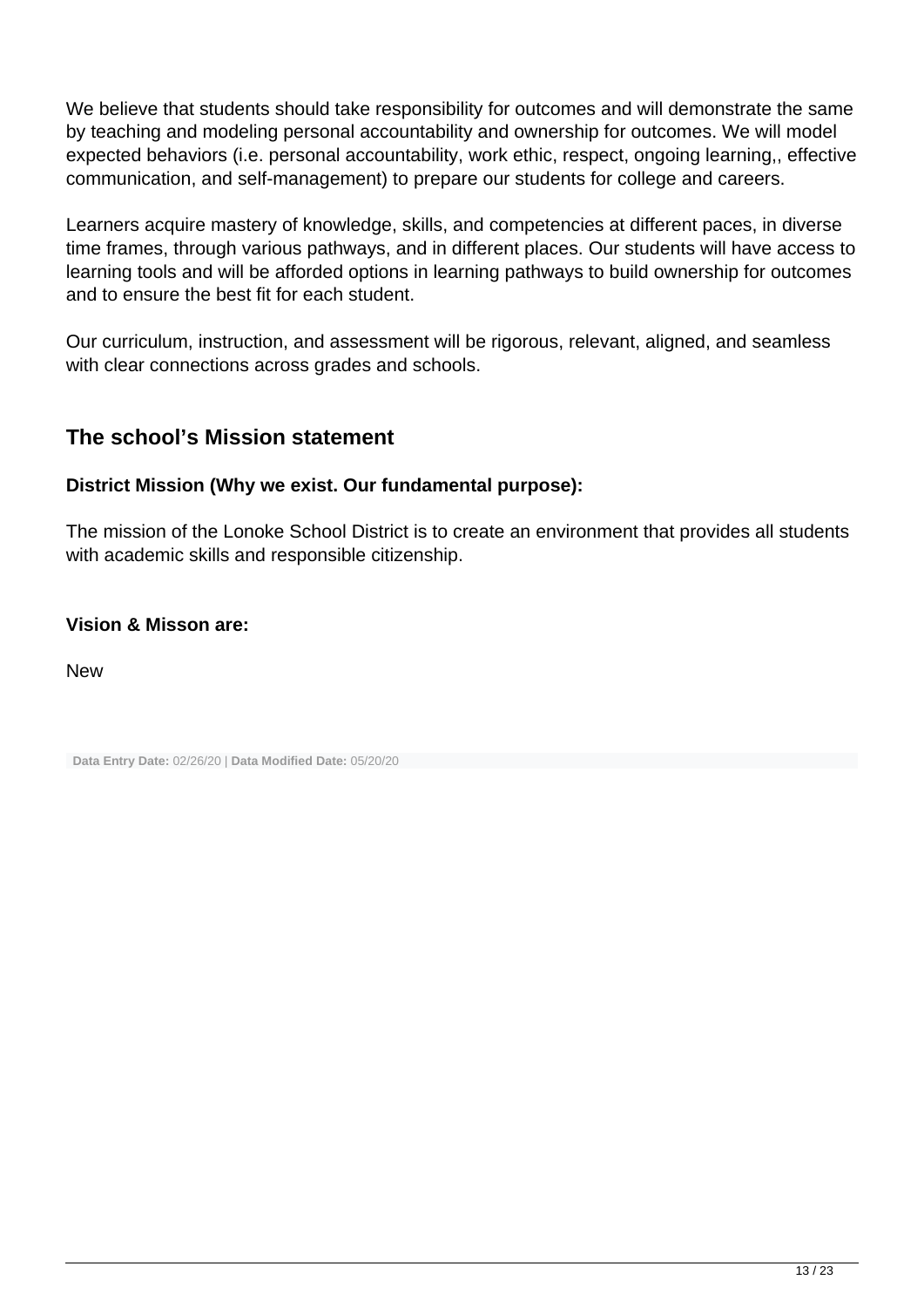We believe that students should take responsibility for outcomes and will demonstrate the same by teaching and modeling personal accountability and ownership for outcomes. We will model expected behaviors (i.e. personal accountability, work ethic, respect, ongoing learning,, effective communication, and self-management) to prepare our students for college and careers.

Learners acquire mastery of knowledge, skills, and competencies at different paces, in diverse time frames, through various pathways, and in different places. Our students will have access to learning tools and will be afforded options in learning pathways to build ownership for outcomes and to ensure the best fit for each student.

Our curriculum, instruction, and assessment will be rigorous, relevant, aligned, and seamless with clear connections across grades and schools.

## The school's Mission statement

**District Mission (Why we exist. Our fundamental purpose):**

The mission of the Lonoke School District is to create an environment that provides all students with academic skills and responsible citizenship.

**Vision & Misson are:**

New

**Data Entry Date:** 02/26/20 | **Data Modified Date:** 05/20/20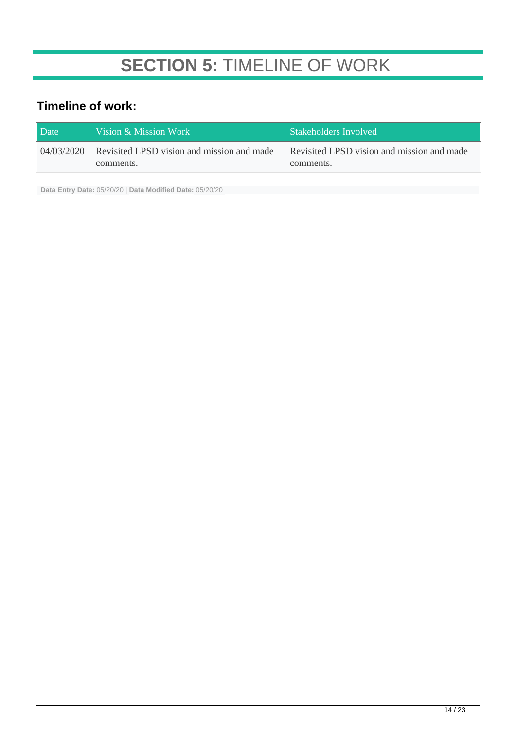# **SECTION 5:** TIMELINE OF WORK

## Timeline of work:

| Date | Vision & Mission Work | Stakeholders Involved |
|---|---|---|
| 04/03/2020 | Revisited LPSD vision and mission and made comments. | Revisited LPSD vision and mission and made comments. |

**Data Entry Date:** 05/20/20 | **Data Modified Date:** 05/20/20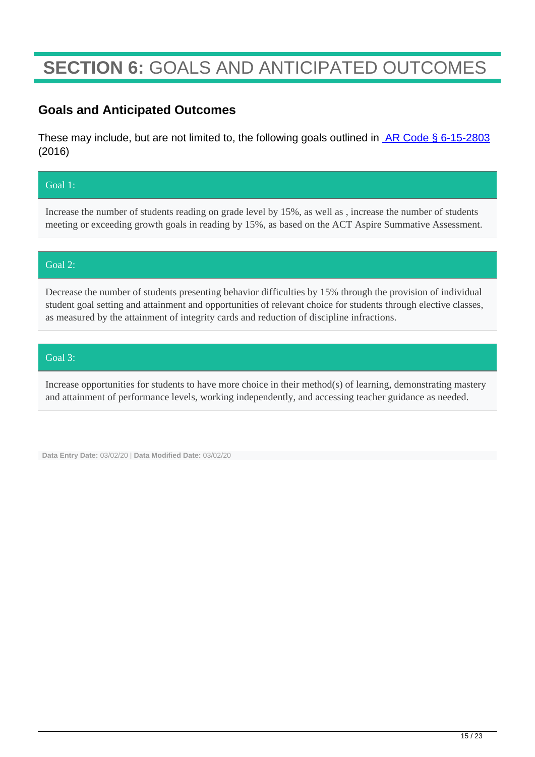# **SECTION 6:** GOALS AND ANTICIPATED OUTCOMES

## Goals and Anticipated Outcomes

These may include, but are not limited to, the following goals outlined in [AR Code § 6-15-2803](#) (2016)

### Goal 1:

Increase the number of students reading on grade level by 15%, as well as , increase the number of students meeting or exceeding growth goals in reading by 15%, as based on the ACT Aspire Summative Assessment.

### Goal 2:

Decrease the number of students presenting behavior difficulties by 15% through the provision of individual student goal setting and attainment and opportunities of relevant choice for students through elective classes, as measured by the attainment of integrity cards and reduction of discipline infractions.

### Goal 3:

Increase opportunities for students to have more choice in their method(s) of learning, demonstrating mastery and attainment of performance levels, working independently, and accessing teacher guidance as needed.

**Data Entry Date:** 03/02/20 | **Data Modified Date:** 03/02/20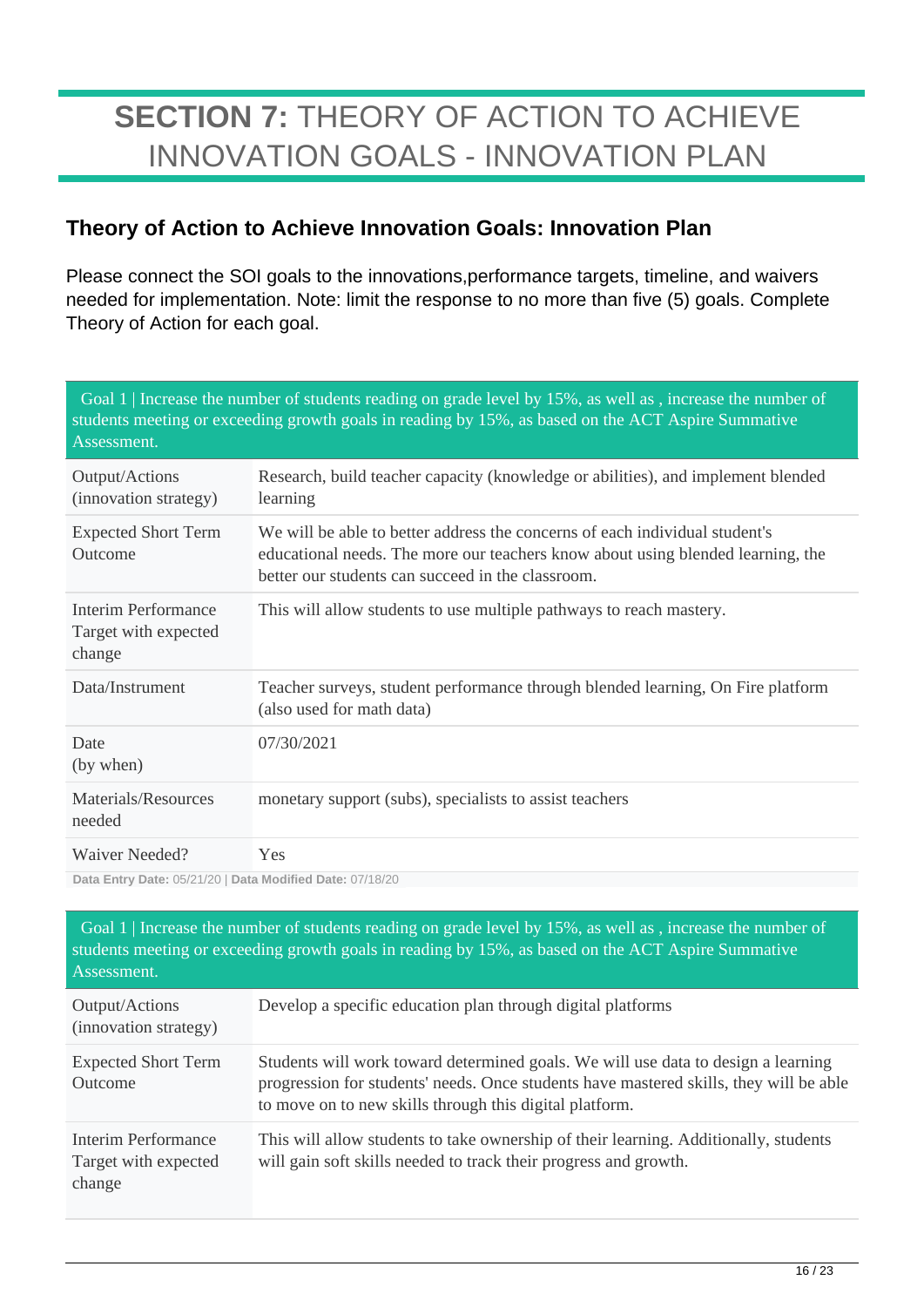# **SECTION 7:** THEORY OF ACTION TO ACHIEVE INNOVATION GOALS - INNOVATION PLAN

## Theory of Action to Achieve Innovation Goals: Innovation Plan

Please connect the SOI goals to the innovations,performance targets, timeline, and waivers needed for implementation. Note: limit the response to no more than five (5) goals. Complete Theory of Action for each goal.

| Goal 1 \| Increase the number of students reading on grade level by 15%, as well as , increase the number of students meeting or exceeding growth goals in reading by 15%, as based on the ACT Aspire Summative Assessment. | |
|---|---|
| Output/Actions (innovation strategy) | Research, build teacher capacity (knowledge or abilities), and implement blended learning |
| Expected Short Term Outcome | We will be able to better address the concerns of each individual student's educational needs. The more our teachers know about using blended learning, the better our students can succeed in the classroom. |
| Interim Performance Target with expected change | This will allow students to use multiple pathways to reach mastery. |
| Data/Instrument | Teacher surveys, student performance through blended learning, On Fire platform (also used for math data) |
| Date (by when) | 07/30/2021 |
| Materials/Resources needed | monetary support (subs), specialists to assist teachers |
| Waiver Needed? | Yes |

**Data Entry Date:** 05/21/20 | **Data Modified Date:** 07/18/20

| Goal 1 \| Increase the number of students reading on grade level by 15%, as well as , increase the number of students meeting or exceeding growth goals in reading by 15%, as based on the ACT Aspire Summative Assessment. | |
|---|---|
| Output/Actions (innovation strategy) | Develop a specific education plan through digital platforms |
| Expected Short Term Outcome | Students will work toward determined goals. We will use data to design a learning progression for students' needs. Once students have mastered skills, they will be able to move on to new skills through this digital platform. |
| Interim Performance Target with expected change | This will allow students to take ownership of their learning. Additionally, students will gain soft skills needed to track their progress and growth. |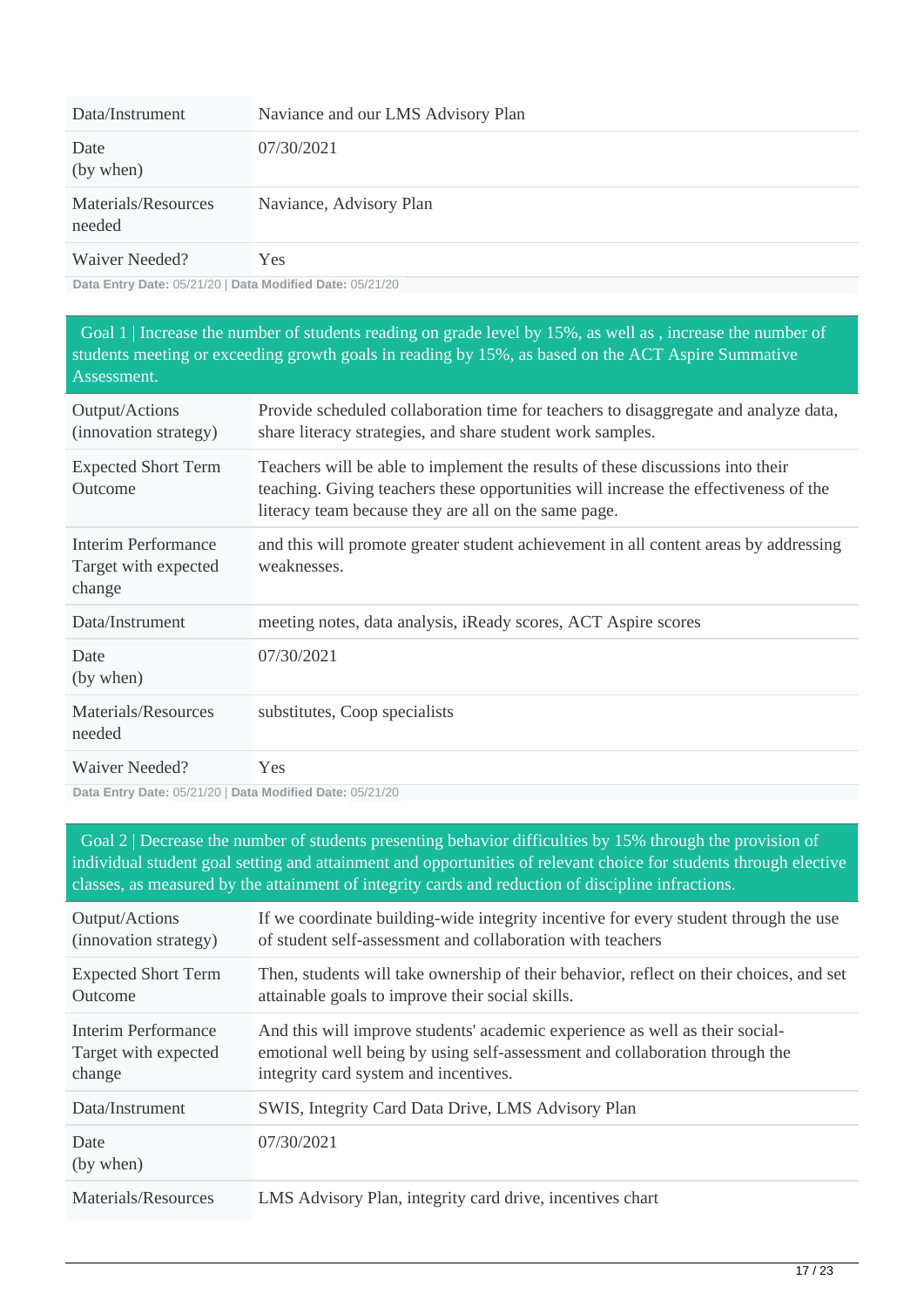| | |
|---|---|
| Data/Instrument | Naviance and our LMS Advisory Plan |
| Date (by when) | 07/30/2021 |
| Materials/Resources needed | Naviance, Advisory Plan |
| Waiver Needed? | Yes |

**Data Entry Date:** 05/21/20 | **Data Modified Date:** 05/21/20

## Goal 1 | Increase the number of students reading on grade level by 15%, as well as , increase the number of students meeting or exceeding growth goals in reading by 15%, as based on the ACT Aspire Summative Assessment.

| | |
|---|---|
| Output/Actions (innovation strategy) | Provide scheduled collaboration time for teachers to disaggregate and analyze data, share literacy strategies, and share student work samples. |
| Expected Short Term Outcome | Teachers will be able to implement the results of these discussions into their teaching. Giving teachers these opportunities will increase the effectiveness of the literacy team because they are all on the same page. |
| Interim Performance Target with expected change | and this will promote greater student achievement in all content areas by addressing weaknesses. |
| Data/Instrument | meeting notes, data analysis, iReady scores, ACT Aspire scores |
| Date (by when) | 07/30/2021 |
| Materials/Resources needed | substitutes, Coop specialists |
| Waiver Needed? | Yes |

**Data Entry Date:** 05/21/20 | **Data Modified Date:** 05/21/20

## Goal 2 | Decrease the number of students presenting behavior difficulties by 15% through the provision of individual student goal setting and attainment and opportunities of relevant choice for students through elective classes, as measured by the attainment of integrity cards and reduction of discipline infractions.

| | |
|---|---|
| Output/Actions (innovation strategy) | If we coordinate building-wide integrity incentive for every student through the use of student self-assessment and collaboration with teachers |
| Expected Short Term Outcome | Then, students will take ownership of their behavior, reflect on their choices, and set attainable goals to improve their social skills. |
| Interim Performance Target with expected change | And this will improve students' academic experience as well as their social-emotional well being by using self-assessment and collaboration through the integrity card system and incentives. |
| Data/Instrument | SWIS, Integrity Card Data Drive, LMS Advisory Plan |
| Date (by when) | 07/30/2021 |
| Materials/Resources | LMS Advisory Plan, integrity card drive, incentives chart |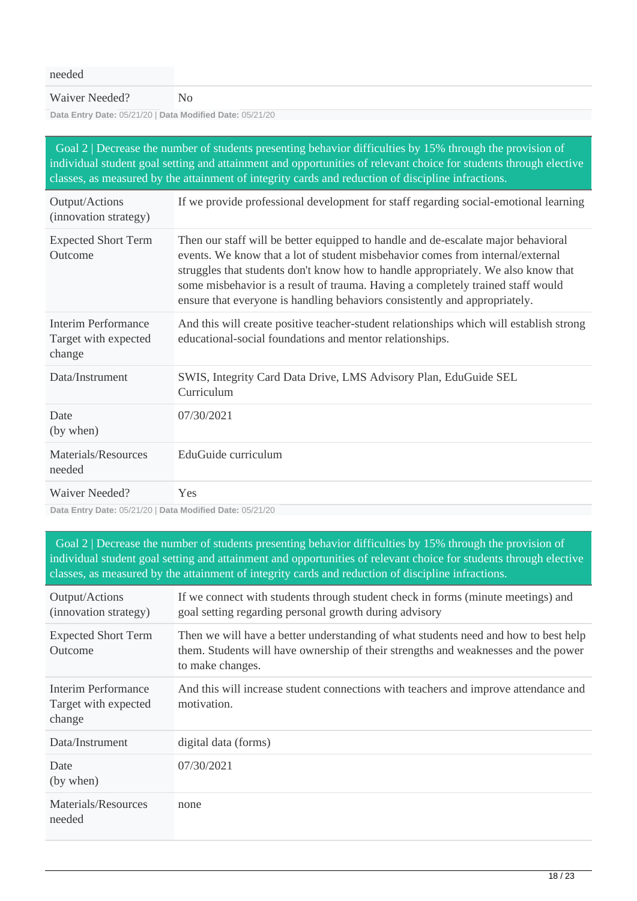| needed | |
|---|---|
| Waiver Needed? | No |

**Data Entry Date:** 05/21/20 | **Data Modified Date:** 05/21/20

| Goal 2 \| Decrease the number of students presenting behavior difficulties by 15% through the provision of individual student goal setting and attainment and opportunities of relevant choice for students through elective classes, as measured by the attainment of integrity cards and reduction of discipline infractions. | |
|---|---|
| Output/Actions (innovation strategy) | If we provide professional development for staff regarding social-emotional learning |
| Expected Short Term Outcome | Then our staff will be better equipped to handle and de-escalate major behavioral events. We know that a lot of student misbehavior comes from internal/external struggles that students don't know how to handle appropriately. We also know that some misbehavior is a result of trauma. Having a completely trained staff would ensure that everyone is handling behaviors consistently and appropriately. |
| Interim Performance Target with expected change | And this will create positive teacher-student relationships which will establish strong educational-social foundations and mentor relationships. |
| Data/Instrument | SWIS, Integrity Card Data Drive, LMS Advisory Plan, EduGuide SEL Curriculum |
| Date (by when) | 07/30/2021 |
| Materials/Resources needed | EduGuide curriculum |
| Waiver Needed? | Yes |

**Data Entry Date:** 05/21/20 | **Data Modified Date:** 05/21/20

| Goal 2 \| Decrease the number of students presenting behavior difficulties by 15% through the provision of individual student goal setting and attainment and opportunities of relevant choice for students through elective classes, as measured by the attainment of integrity cards and reduction of discipline infractions. | |
|---|---|
| Output/Actions (innovation strategy) | If we connect with students through student check in forms (minute meetings) and goal setting regarding personal growth during advisory |
| Expected Short Term Outcome | Then we will have a better understanding of what students need and how to best help them. Students will have ownership of their strengths and weaknesses and the power to make changes. |
| Interim Performance Target with expected change | And this will increase student connections with teachers and improve attendance and motivation. |
| Data/Instrument | digital data (forms) |
| Date (by when) | 07/30/2021 |
| Materials/Resources needed | none |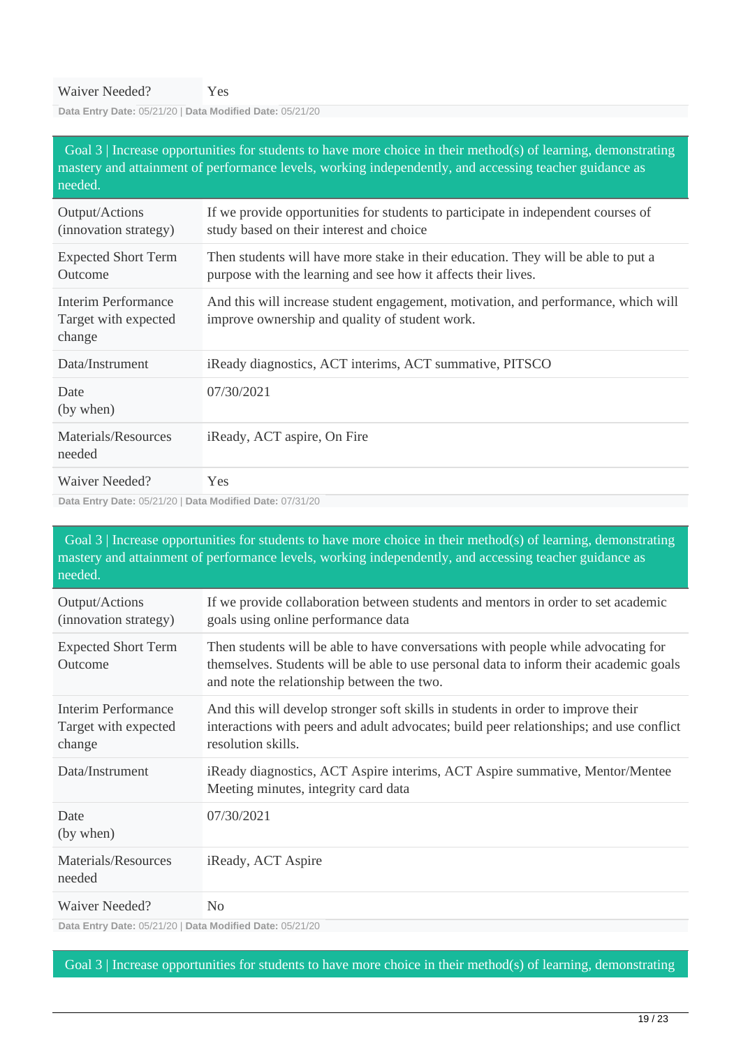| Waiver Needed? | Yes |
|---|---|

**Data Entry Date:** 05/21/20 | **Data Modified Date:** 05/21/20

| Goal 3 \| Increase opportunities for students to have more choice in their method(s) of learning, demonstrating mastery and attainment of performance levels, working independently, and accessing teacher guidance as needed. | |
|---|---|
| Output/Actions (innovation strategy) | If we provide opportunities for students to participate in independent courses of study based on their interest and choice |
| Expected Short Term Outcome | Then students will have more stake in their education. They will be able to put a purpose with the learning and see how it affects their lives. |
| Interim Performance Target with expected change | And this will increase student engagement, motivation, and performance, which will improve ownership and quality of student work. |
| Data/Instrument | iReady diagnostics, ACT interims, ACT summative, PITSCO |
| Date (by when) | 07/30/2021 |
| Materials/Resources needed | iReady, ACT aspire, On Fire |
| Waiver Needed? | Yes |

**Data Entry Date:** 05/21/20 | **Data Modified Date:** 07/31/20

| Goal 3 \| Increase opportunities for students to have more choice in their method(s) of learning, demonstrating mastery and attainment of performance levels, working independently, and accessing teacher guidance as needed. | |
|---|---|
| Output/Actions (innovation strategy) | If we provide collaboration between students and mentors in order to set academic goals using online performance data |
| Expected Short Term Outcome | Then students will be able to have conversations with people while advocating for themselves. Students will be able to use personal data to inform their academic goals and note the relationship between the two. |
| Interim Performance Target with expected change | And this will develop stronger soft skills in students in order to improve their interactions with peers and adult advocates; build peer relationships; and use conflict resolution skills. |
| Data/Instrument | iReady diagnostics, ACT Aspire interims, ACT Aspire summative, Mentor/Mentee Meeting minutes, integrity card data |
| Date (by when) | 07/30/2021 |
| Materials/Resources needed | iReady, ACT Aspire |
| Waiver Needed? | No |

**Data Entry Date:** 05/21/20 | **Data Modified Date:** 05/21/20

| Goal 3 \| Increase opportunities for students to have more choice in their method(s) of learning, demonstrating |
|---|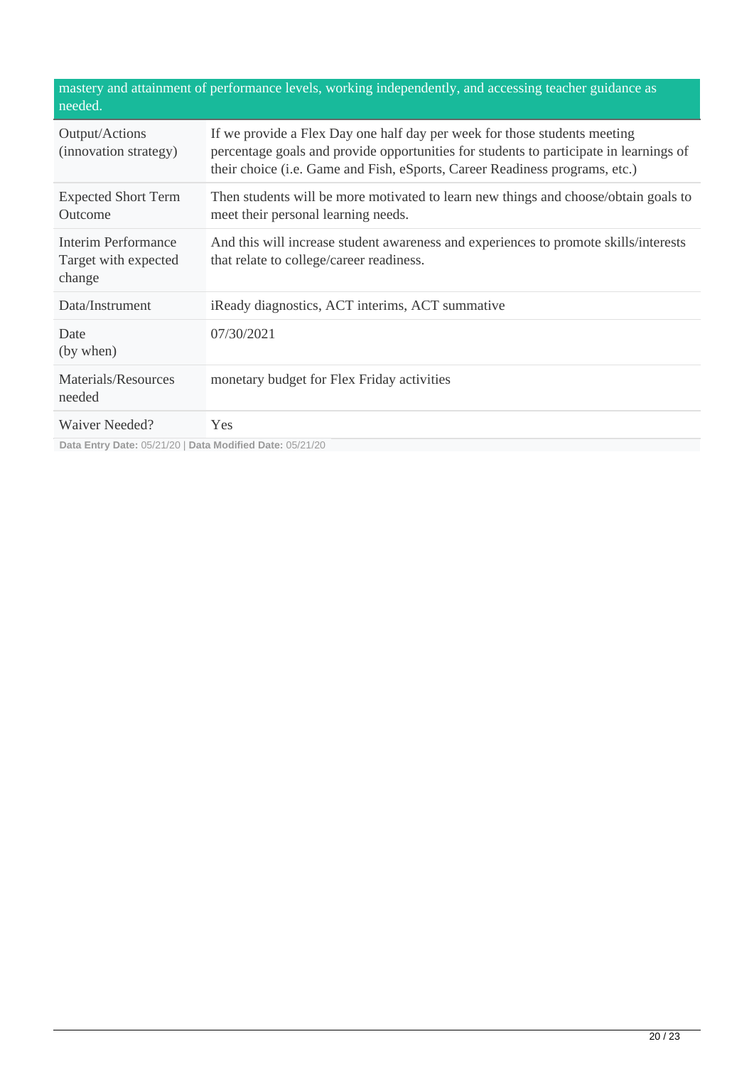| mastery and attainment of performance levels, working independently, and accessing teacher guidance as needed. | |
|---|---|
| Output/Actions (innovation strategy) | If we provide a Flex Day one half day per week for those students meeting percentage goals and provide opportunities for students to participate in learnings of their choice (i.e. Game and Fish, eSports, Career Readiness programs, etc.) |
| Expected Short Term Outcome | Then students will be more motivated to learn new things and choose/obtain goals to meet their personal learning needs. |
| Interim Performance Target with expected change | And this will increase student awareness and experiences to promote skills/interests that relate to college/career readiness. |
| Data/Instrument | iReady diagnostics, ACT interims, ACT summative |
| Date (by when) | 07/30/2021 |
| Materials/Resources needed | monetary budget for Flex Friday activities |
| Waiver Needed? | Yes |

**Data Entry Date:** 05/21/20 | **Data Modified Date:** 05/21/20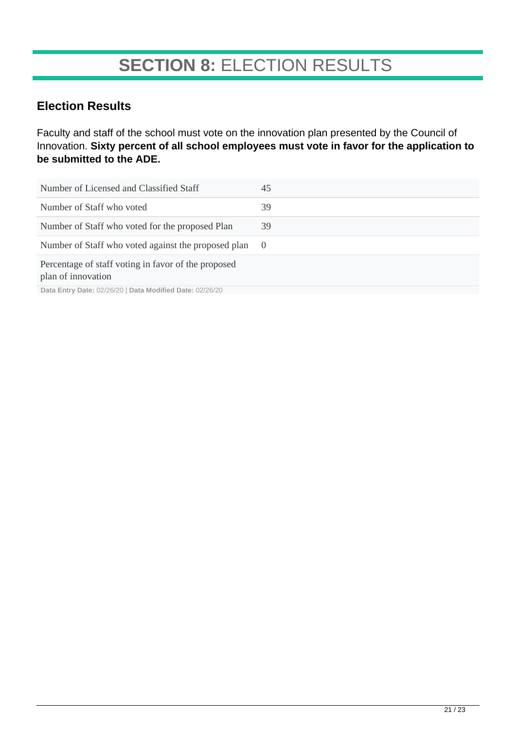# **SECTION 8:** ELECTION RESULTS

## Election Results

Faculty and staff of the school must vote on the innovation plan presented by the Council of Innovation. **Sixty percent of all school employees must vote in favor for the application to be submitted to the ADE.**

| | |
|---|---|
| Number of Licensed and Classified Staff | 45 |
| Number of Staff who voted | 39 |
| Number of Staff who voted for the proposed Plan | 39 |
| Number of Staff who voted against the proposed plan | 0 |
| Percentage of staff voting in favor of the proposed plan of innovation | |

**Data Entry Date:** 02/26/20 | **Data Modified Date:** 02/26/20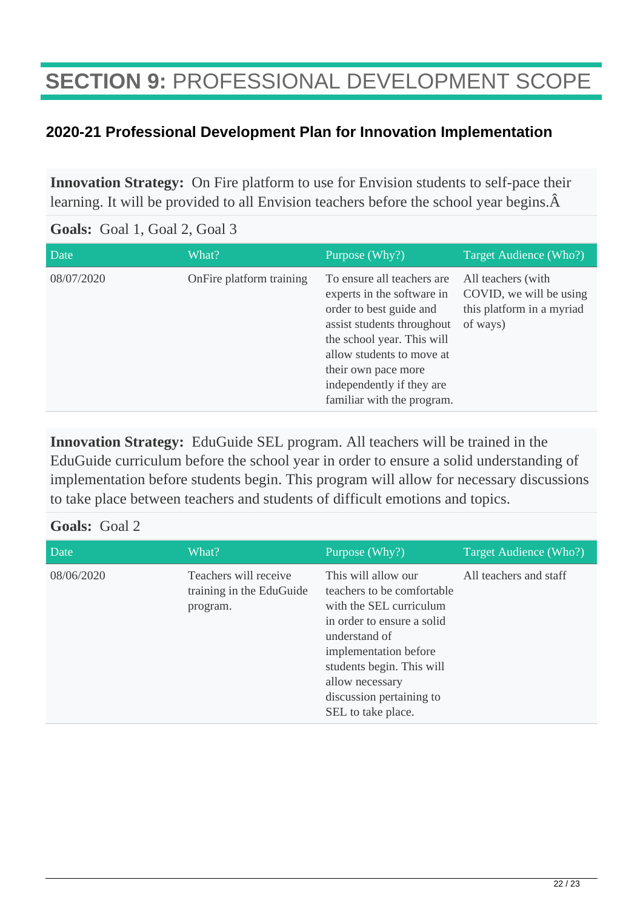# **SECTION 9:** PROFESSIONAL DEVELOPMENT SCOPE

## 2020-21 Professional Development Plan for Innovation Implementation

**Innovation Strategy:** On Fire platform to use for Envision students to self-pace their learning. It will be provided to all Envision teachers before the school year begins.Â

**Goals:** Goal 1, Goal 2, Goal 3

| Date | What? | Purpose (Why?) | Target Audience (Who?) |
| --- | --- | --- | --- |
| 08/07/2020 | OnFire platform training | To ensure all teachers are experts in the software in order to best guide and assist students throughout the school year. This will allow students to move at their own pace more independently if they are familiar with the program. | All teachers (with COVID, we will be using this platform in a myriad of ways) |

**Innovation Strategy:** EduGuide SEL program. All teachers will be trained in the EduGuide curriculum before the school year in order to ensure a solid understanding of implementation before students begin. This program will allow for necessary discussions to take place between teachers and students of difficult emotions and topics.

**Goals:** Goal 2

| Date | What? | Purpose (Why?) | Target Audience (Who?) |
| --- | --- | --- | --- |
| 08/06/2020 | Teachers will receive training in the EduGuide program. | This will allow our teachers to be comfortable with the SEL curriculum in order to ensure a solid understand of implementation before students begin. This will allow necessary discussion pertaining to SEL to take place. | All teachers and staff |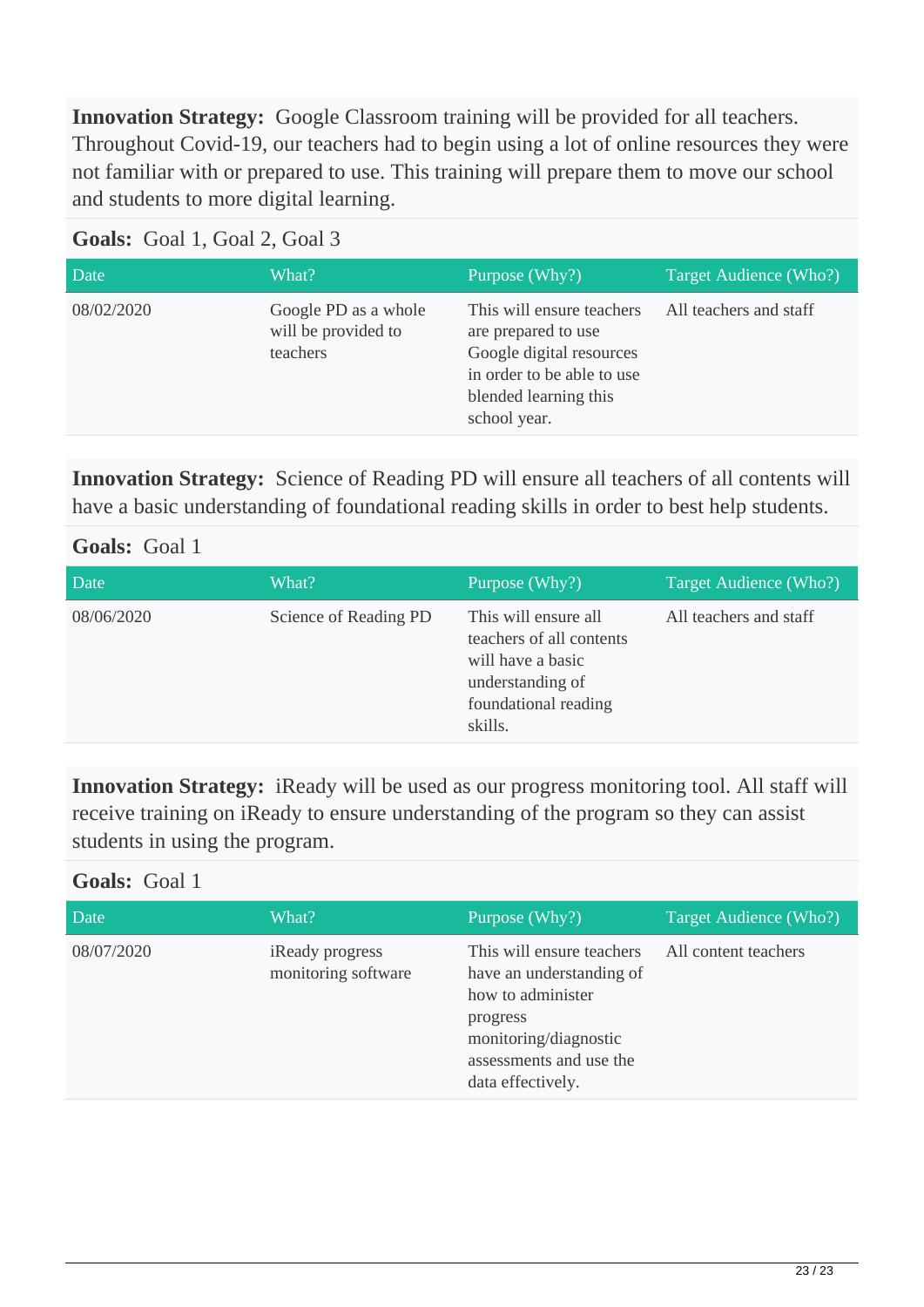**Innovation Strategy:** Google Classroom training will be provided for all teachers. Throughout Covid-19, our teachers had to begin using a lot of online resources they were not familiar with or prepared to use. This training will prepare them to move our school and students to more digital learning.

**Goals:** Goal 1, Goal 2, Goal 3

| Date | What? | Purpose (Why?) | Target Audience (Who?) |
|---|---|---|---|
| 08/02/2020 | Google PD as a whole will be provided to teachers | This will ensure teachers are prepared to use Google digital resources in order to be able to use blended learning this school year. | All teachers and staff |

**Innovation Strategy:** Science of Reading PD will ensure all teachers of all contents will have a basic understanding of foundational reading skills in order to best help students.

**Goals:** Goal 1

| Date | What? | Purpose (Why?) | Target Audience (Who?) |
|---|---|---|---|
| 08/06/2020 | Science of Reading PD | This will ensure all teachers of all contents will have a basic understanding of foundational reading skills. | All teachers and staff |

**Innovation Strategy:** iReady will be used as our progress monitoring tool. All staff will receive training on iReady to ensure understanding of the program so they can assist students in using the program.

**Goals:** Goal 1

| Date | What? | Purpose (Why?) | Target Audience (Who?) |
|---|---|---|---|
| 08/07/2020 | iReady progress monitoring software | This will ensure teachers have an understanding of how to administer progress monitoring/diagnostic assessments and use the data effectively. | All content teachers |